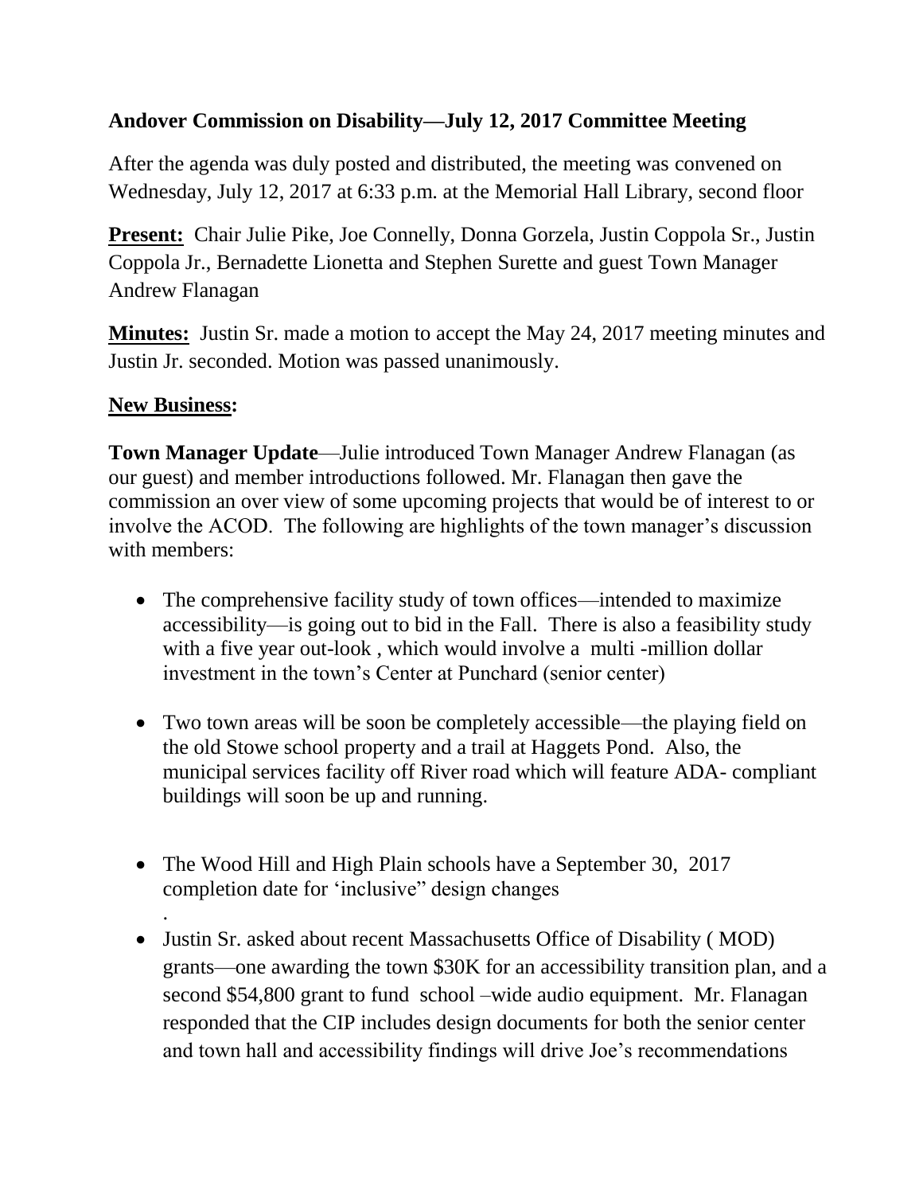**Andover Commission on Disability—July 12, 2017 Committee Meeting**

After the agenda was duly posted and distributed, the meeting was convened on Wednesday, July 12, 2017 at 6:33 p.m. at the Memorial Hall Library, second floor

**Present:** Chair Julie Pike, Joe Connelly, Donna Gorzela, Justin Coppola Sr., Justin Coppola Jr., Bernadette Lionetta and Stephen Surette and guest Town Manager Andrew Flanagan

**Minutes:** Justin Sr. made a motion to accept the May 24, 2017 meeting minutes and Justin Jr. seconded. Motion was passed unanimously.

**New Business:**

**Town Manager Update**—Julie introduced Town Manager Andrew Flanagan (as our guest) and member introductions followed. Mr. Flanagan then gave the commission an over view of some upcoming projects that would be of interest to or involve the ACOD. The following are highlights of the town manager's discussion with members:

- The comprehensive facility study of town offices—intended to maximize accessibility—is going out to bid in the Fall. There is also a feasibility study with a five year out-look , which would involve a multi -million dollar investment in the town's Center at Punchard (senior center)

- Two town areas will be soon be completely accessible—the playing field on the old Stowe school property and a trail at Haggets Pond. Also, the municipal services facility off River road which will feature ADA- compliant buildings will soon be up and running.

- The Wood Hill and High Plain schools have a September 30, 2017 completion date for 'inclusive" design changes
.
- Justin Sr. asked about recent Massachusetts Office of Disability ( MOD) grants—one awarding the town $30K for an accessibility transition plan, and a second $54,800 grant to fund school –wide audio equipment. Mr. Flanagan responded that the CIP includes design documents for both the senior center and town hall and accessibility findings will drive Joe's recommendations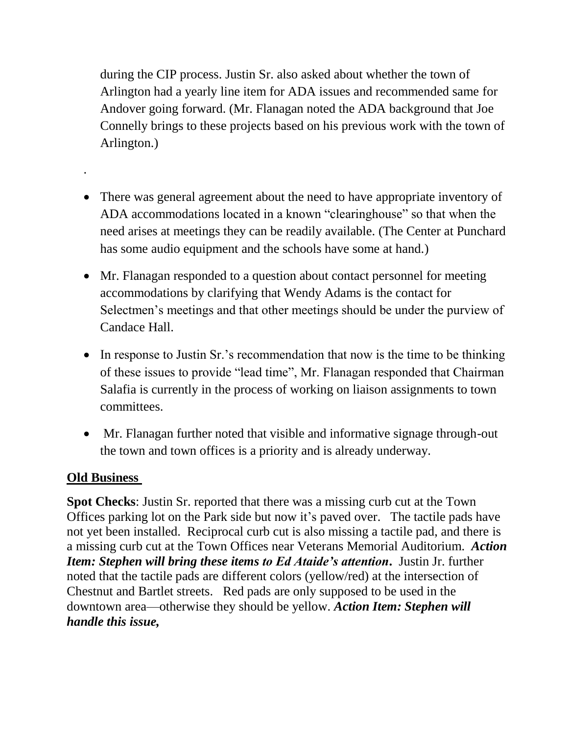during the CIP process. Justin Sr. also asked about whether the town of Arlington had a yearly line item for ADA issues and recommended same for Andover going forward. (Mr. Flanagan noted the ADA background that Joe Connelly brings to these projects based on his previous work with the town of Arlington.)

.

- There was general agreement about the need to have appropriate inventory of ADA accommodations located in a known "clearinghouse" so that when the need arises at meetings they can be readily available. (The Center at Punchard has some audio equipment and the schools have some at hand.)
- Mr. Flanagan responded to a question about contact personnel for meeting accommodations by clarifying that Wendy Adams is the contact for Selectmen's meetings and that other meetings should be under the purview of Candace Hall.
- In response to Justin Sr.'s recommendation that now is the time to be thinking of these issues to provide "lead time", Mr. Flanagan responded that Chairman Salafia is currently in the process of working on liaison assignments to town committees.
- Mr. Flanagan further noted that visible and informative signage through-out the town and town offices is a priority and is already underway.

## Old Business

**Spot Checks**: Justin Sr. reported that there was a missing curb cut at the Town Offices parking lot on the Park side but now it's paved over. The tactile pads have not yet been installed. Reciprocal curb cut is also missing a tactile pad, and there is a missing curb cut at the Town Offices near Veterans Memorial Auditorium. ***Action Item: Stephen will bring these items to Ed Ataide's attention.*** Justin Jr. further noted that the tactile pads are different colors (yellow/red) at the intersection of Chestnut and Bartlet streets. Red pads are only supposed to be used in the downtown area—otherwise they should be yellow. ***Action Item: Stephen will handle this issue,***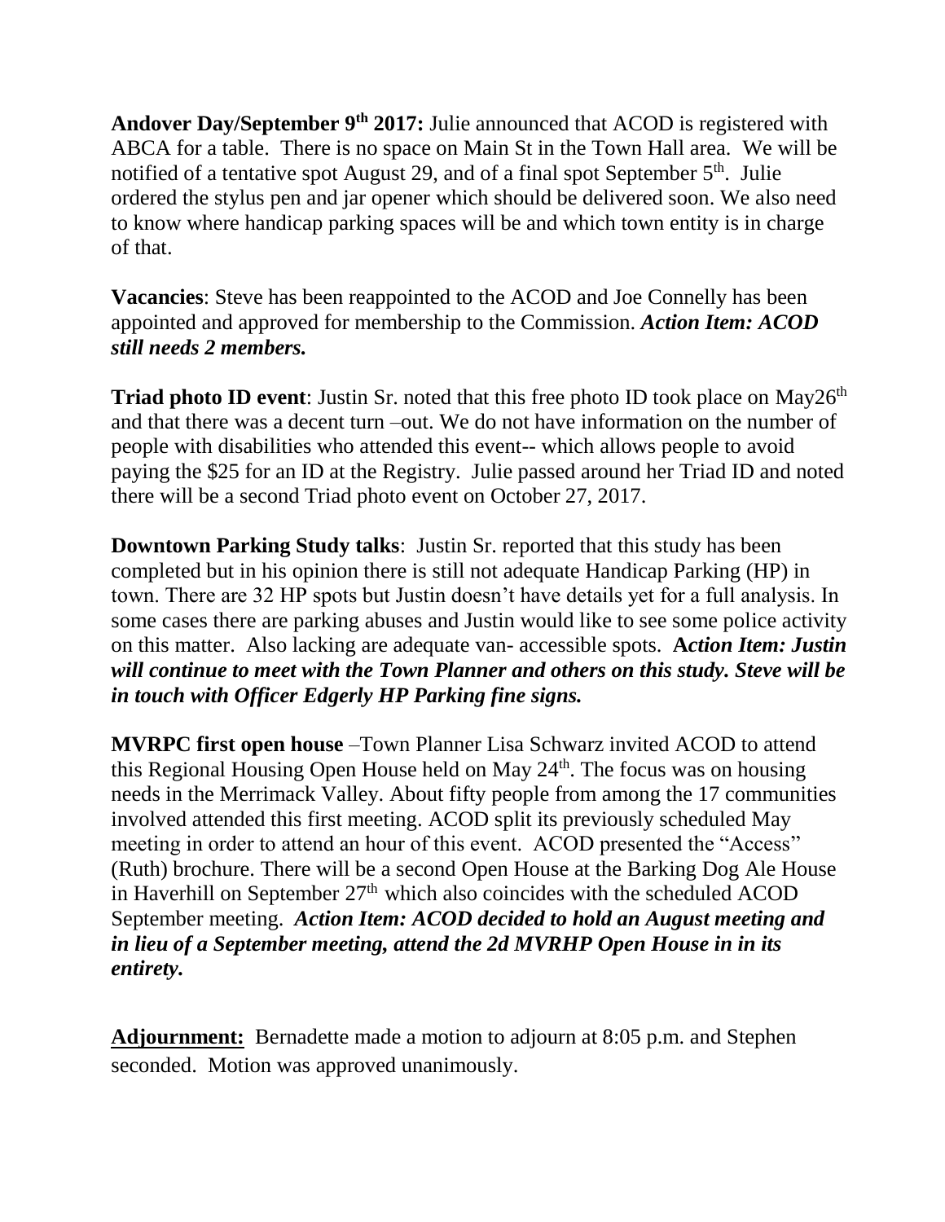**Andover Day/September 9th 2017:** Julie announced that ACOD is registered with ABCA for a table. There is no space on Main St in the Town Hall area. We will be notified of a tentative spot August 29, and of a final spot September 5th. Julie ordered the stylus pen and jar opener which should be delivered soon. We also need to know where handicap parking spaces will be and which town entity is in charge of that.

**Vacancies**: Steve has been reappointed to the ACOD and Joe Connelly has been appointed and approved for membership to the Commission. ***Action Item: ACOD still needs 2 members.***

**Triad photo ID event**: Justin Sr. noted that this free photo ID took place on May26th and that there was a decent turn –out. We do not have information on the number of people with disabilities who attended this event-- which allows people to avoid paying the $25 for an ID at the Registry. Julie passed around her Triad ID and noted there will be a second Triad photo event on October 27, 2017.

**Downtown Parking Study talks**: Justin Sr. reported that this study has been completed but in his opinion there is still not adequate Handicap Parking (HP) in town. There are 32 HP spots but Justin doesn't have details yet for a full analysis. In some cases there are parking abuses and Justin would like to see some police activity on this matter. Also lacking are adequate van- accessible spots. ***Action Item: Justin will continue to meet with the Town Planner and others on this study. Steve will be in touch with Officer Edgerly HP Parking fine signs.***

**MVRPC first open house** –Town Planner Lisa Schwarz invited ACOD to attend this Regional Housing Open House held on May 24th. The focus was on housing needs in the Merrimack Valley. About fifty people from among the 17 communities involved attended this first meeting. ACOD split its previously scheduled May meeting in order to attend an hour of this event. ACOD presented the "Access" (Ruth) brochure. There will be a second Open House at the Barking Dog Ale House in Haverhill on September 27th which also coincides with the scheduled ACOD September meeting. ***Action Item: ACOD decided to hold an August meeting and in lieu of a September meeting, attend the 2d MVRHP Open House in in its entirety.***

**Adjournment:** Bernadette made a motion to adjourn at 8:05 p.m. and Stephen seconded. Motion was approved unanimously.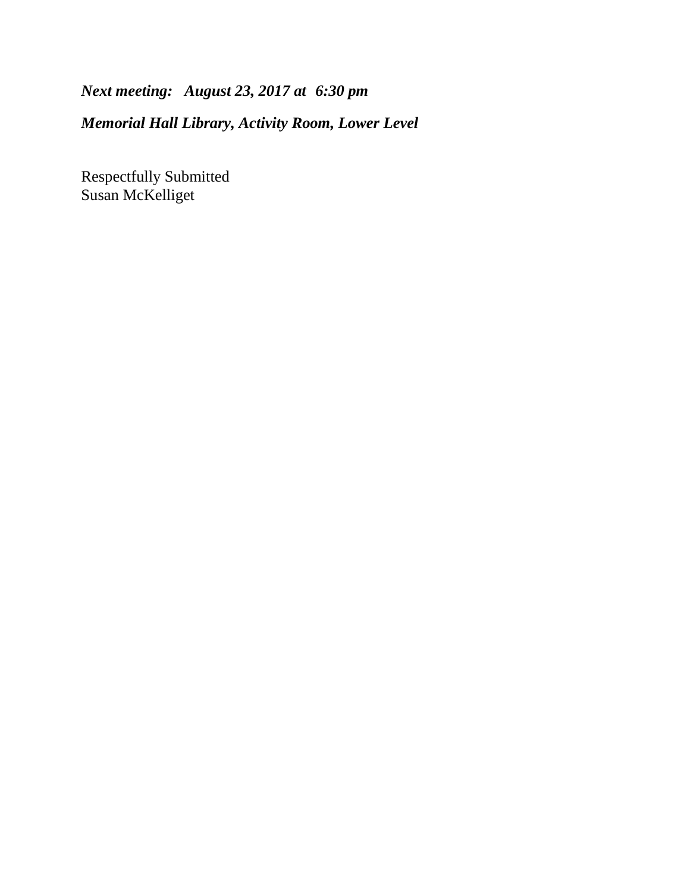***Next meeting: August 23, 2017 at 6:30 pm***

***Memorial Hall Library, Activity Room, Lower Level***

Respectfully Submitted
Susan McKelliget